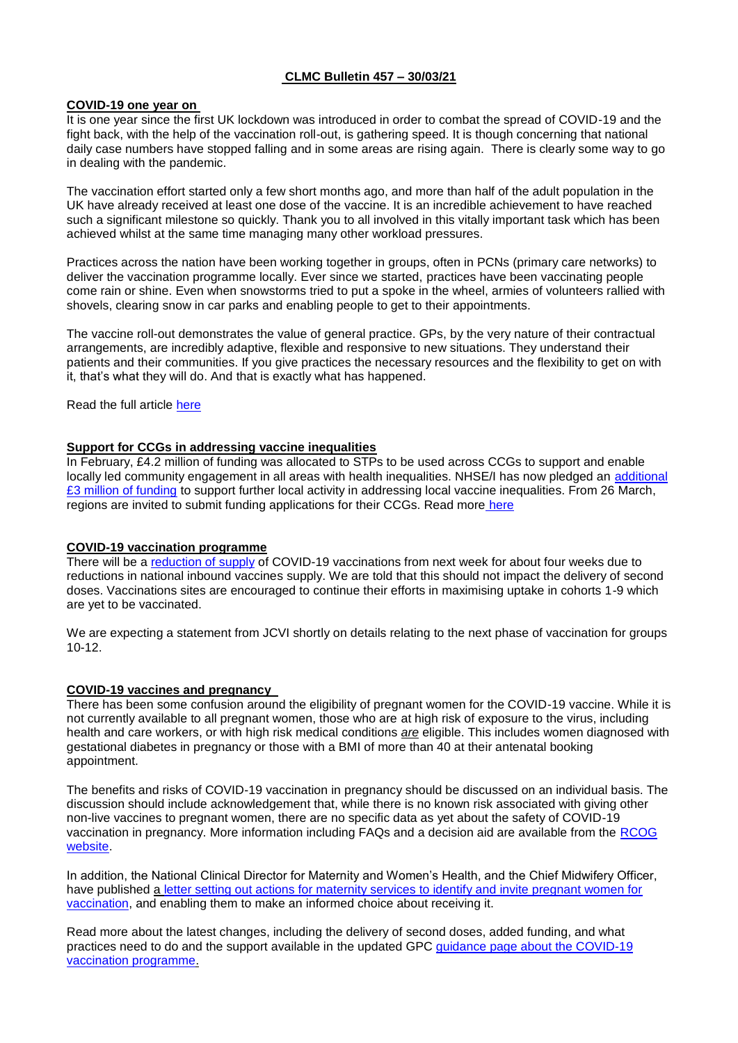# CLMC Bulletin 457 – 30/03/21

## COVID-19 one year on

It is one year since the first UK lockdown was introduced in order to combat the spread of COVID-19 and the fight back, with the help of the vaccination roll-out, is gathering speed. It is though concerning that national daily case numbers have stopped falling and in some areas are rising again. There is clearly some way to go in dealing with the pandemic.

The vaccination effort started only a few short months ago, and more than half of the adult population in the UK have already received at least one dose of the vaccine. It is an incredible achievement to have reached such a significant milestone so quickly. Thank you to all involved in this vitally important task which has been achieved whilst at the same time managing many other workload pressures.

Practices across the nation have been working together in groups, often in PCNs (primary care networks) to deliver the vaccination programme locally. Ever since we started, practices have been vaccinating people come rain or shine. Even when snowstorms tried to put a spoke in the wheel, armies of volunteers rallied with shovels, clearing snow in car parks and enabling people to get to their appointments.

The vaccine roll-out demonstrates the value of general practice. GPs, by the very nature of their contractual arrangements, are incredibly adaptive, flexible and responsive to new situations. They understand their patients and their communities. If you give practices the necessary resources and the flexibility to get on with it, that's what they will do. And that is exactly what has happened.

Read the full article here

## Support for CCGs in addressing vaccine inequalities

In February, £4.2 million of funding was allocated to STPs to be used across CCGs to support and enable locally led community engagement in all areas with health inequalities. NHSE/I has now pledged an additional £3 million of funding to support further local activity in addressing local vaccine inequalities. From 26 March, regions are invited to submit funding applications for their CCGs. Read more here

## COVID-19 vaccination programme

There will be a reduction of supply of COVID-19 vaccinations from next week for about four weeks due to reductions in national inbound vaccines supply. We are told that this should not impact the delivery of second doses. Vaccinations sites are encouraged to continue their efforts in maximising uptake in cohorts 1-9 which are yet to be vaccinated.

We are expecting a statement from JCVI shortly on details relating to the next phase of vaccination for groups 10-12.

## COVID-19 vaccines and pregnancy

There has been some confusion around the eligibility of pregnant women for the COVID-19 vaccine. While it is not currently available to all pregnant women, those who are at high risk of exposure to the virus, including health and care workers, or with high risk medical conditions ***are*** eligible. This includes women diagnosed with gestational diabetes in pregnancy or those with a BMI of more than 40 at their antenatal booking appointment.

The benefits and risks of COVID-19 vaccination in pregnancy should be discussed on an individual basis. The discussion should include acknowledgement that, while there is no known risk associated with giving other non-live vaccines to pregnant women, there are no specific data as yet about the safety of COVID-19 vaccination in pregnancy. More information including FAQs and a decision aid are available from the RCOG website.

In addition, the National Clinical Director for Maternity and Women's Health, and the Chief Midwifery Officer, have published a letter setting out actions for maternity services to identify and invite pregnant women for vaccination, and enabling them to make an informed choice about receiving it.

Read more about the latest changes, including the delivery of second doses, added funding, and what practices need to do and the support available in the updated GPC guidance page about the COVID-19 vaccination programme.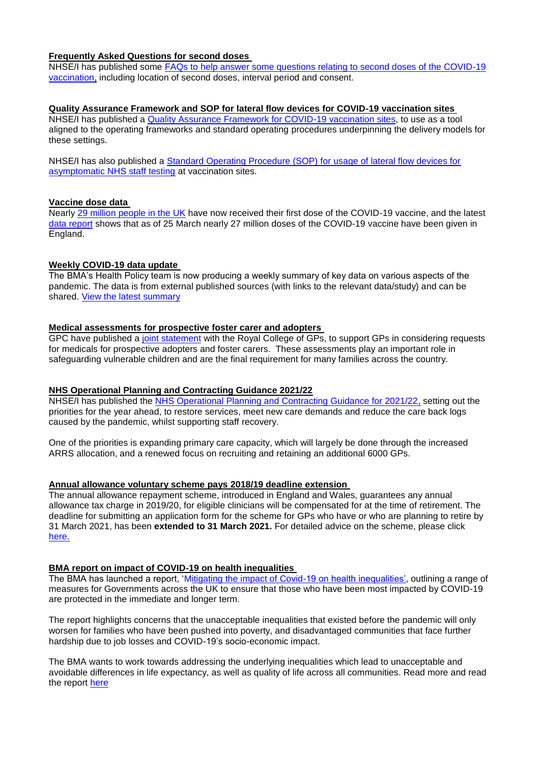**Frequently Asked Questions for second doses**

NHSE/I has published some FAQs to help answer some questions relating to second doses of the COVID-19 vaccination, including location of second doses, interval period and consent.

**Quality Assurance Framework and SOP for lateral flow devices for COVID-19 vaccination sites**

NHSE/I has published a Quality Assurance Framework for COVID-19 vaccination sites, to use as a tool aligned to the operating frameworks and standard operating procedures underpinning the delivery models for these settings.

NHSE/I has also published a Standard Operating Procedure (SOP) for usage of lateral flow devices for asymptomatic NHS staff testing at vaccination sites.

**Vaccine dose data**

Nearly 29 million people in the UK have now received their first dose of the COVID-19 vaccine, and the latest data report shows that as of 25 March nearly 27 million doses of the COVID-19 vaccine have been given in England.

**Weekly COVID-19 data update**

The BMA's Health Policy team is now producing a weekly summary of key data on various aspects of the pandemic. The data is from external published sources (with links to the relevant data/study) and can be shared. View the latest summary

**Medical assessments for prospective foster carer and adopters**

GPC have published a joint statement with the Royal College of GPs, to support GPs in considering requests for medicals for prospective adopters and foster carers. These assessments play an important role in safeguarding vulnerable children and are the final requirement for many families across the country.

**NHS Operational Planning and Contracting Guidance 2021/22**

NHSE/I has published the NHS Operational Planning and Contracting Guidance for 2021/22, setting out the priorities for the year ahead, to restore services, meet new care demands and reduce the care back logs caused by the pandemic, whilst supporting staff recovery.

One of the priorities is expanding primary care capacity, which will largely be done through the increased ARRS allocation, and a renewed focus on recruiting and retaining an additional 6000 GPs.

**Annual allowance voluntary scheme pays 2018/19 deadline extension**

The annual allowance repayment scheme, introduced in England and Wales, guarantees any annual allowance tax charge in 2019/20, for eligible clinicians will be compensated for at the time of retirement. The deadline for submitting an application form for the scheme for GPs who have or who are planning to retire by 31 March 2021, has been **extended to 31 March 2021.** For detailed advice on the scheme, please click here.

**BMA report on impact of COVID-19 on health inequalities**

The BMA has launched a report, 'Mitigating the impact of Covid-19 on health inequalities', outlining a range of measures for Governments across the UK to ensure that those who have been most impacted by COVID-19 are protected in the immediate and longer term.

The report highlights concerns that the unacceptable inequalities that existed before the pandemic will only worsen for families who have been pushed into poverty, and disadvantaged communities that face further hardship due to job losses and COVID-19's socio-economic impact.

The BMA wants to work towards addressing the underlying inequalities which lead to unacceptable and avoidable differences in life expectancy, as well as quality of life across all communities. Read more and read the report here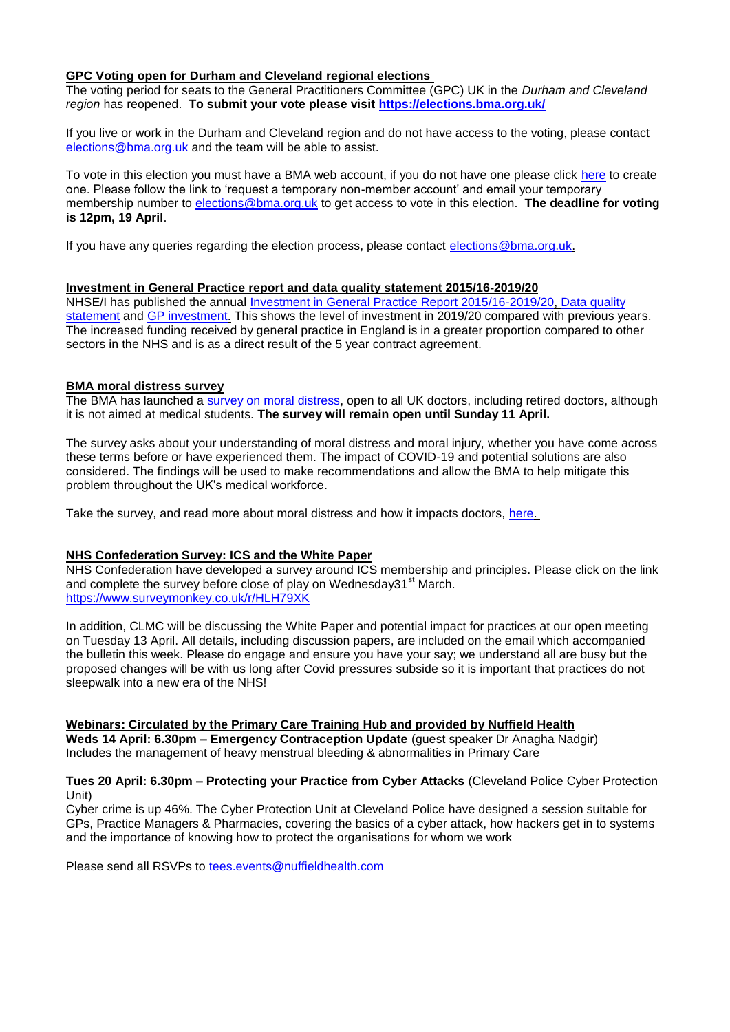## GPC Voting open for Durham and Cleveland regional elections

The voting period for seats to the General Practitioners Committee (GPC) UK in the *Durham and Cleveland region* has reopened. **To submit your vote please visit https://elections.bma.org.uk/**

If you live or work in the Durham and Cleveland region and do not have access to the voting, please contact elections@bma.org.uk and the team will be able to assist.

To vote in this election you must have a BMA web account, if you do not have one please click here to create one. Please follow the link to 'request a temporary non-member account' and email your temporary membership number to elections@bma.org.uk to get access to vote in this election. **The deadline for voting is 12pm, 19 April**.

If you have any queries regarding the election process, please contact elections@bma.org.uk.

## Investment in General Practice report and data quality statement 2015/16-2019/20

NHSE/I has published the annual Investment in General Practice Report 2015/16-2019/20, Data quality statement and GP investment. This shows the level of investment in 2019/20 compared with previous years. The increased funding received by general practice in England is in a greater proportion compared to other sectors in the NHS and is as a direct result of the 5 year contract agreement.

## BMA moral distress survey

The BMA has launched a survey on moral distress, open to all UK doctors, including retired doctors, although it is not aimed at medical students. **The survey will remain open until Sunday 11 April.**

The survey asks about your understanding of moral distress and moral injury, whether you have come across these terms before or have experienced them. The impact of COVID-19 and potential solutions are also considered. The findings will be used to make recommendations and allow the BMA to help mitigate this problem throughout the UK's medical workforce.

Take the survey, and read more about moral distress and how it impacts doctors, here.

## NHS Confederation Survey: ICS and the White Paper

NHS Confederation have developed a survey around ICS membership and principles. Please click on the link and complete the survey before close of play on Wednesday31st March.
https://www.surveymonkey.co.uk/r/HLH79XK

In addition, CLMC will be discussing the White Paper and potential impact for practices at our open meeting on Tuesday 13 April. All details, including discussion papers, are included on the email which accompanied the bulletin this week. Please do engage and ensure you have your say; we understand all are busy but the proposed changes will be with us long after Covid pressures subside so it is important that practices do not sleepwalk into a new era of the NHS!

## Webinars: Circulated by the Primary Care Training Hub and provided by Nuffield Health

**Weds 14 April: 6.30pm – Emergency Contraception Update** (guest speaker Dr Anagha Nadgir)
Includes the management of heavy menstrual bleeding & abnormalities in Primary Care

**Tues 20 April: 6.30pm – Protecting your Practice from Cyber Attacks** (Cleveland Police Cyber Protection Unit)
Cyber crime is up 46%. The Cyber Protection Unit at Cleveland Police have designed a session suitable for GPs, Practice Managers & Pharmacies, covering the basics of a cyber attack, how hackers get in to systems and the importance of knowing how to protect the organisations for whom we work

Please send all RSVPs to tees.events@nuffieldhealth.com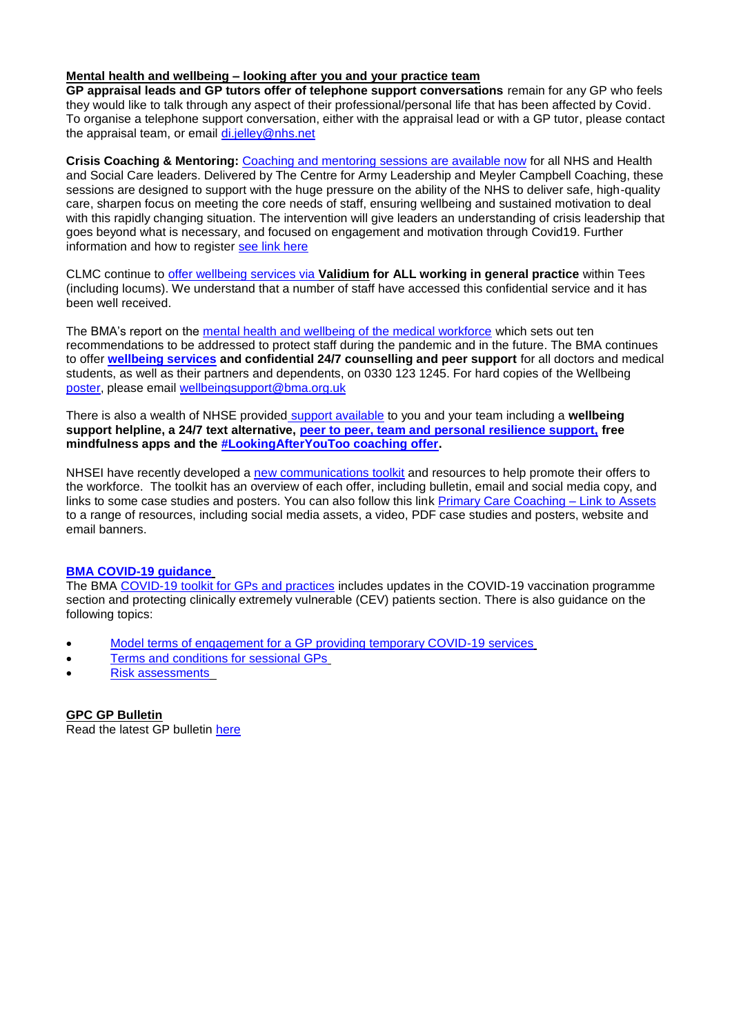**Mental health and wellbeing – looking after you and your practice team**

**GP appraisal leads and GP tutors offer of telephone support conversations** remain for any GP who feels they would like to talk through any aspect of their professional/personal life that has been affected by Covid. To organise a telephone support conversation, either with the appraisal lead or with a GP tutor, please contact the appraisal team, or email di.jelley@nhs.net

**Crisis Coaching & Mentoring:** Coaching and mentoring sessions are available now for all NHS and Health and Social Care leaders. Delivered by The Centre for Army Leadership and Meyler Campbell Coaching, these sessions are designed to support with the huge pressure on the ability of the NHS to deliver safe, high-quality care, sharpen focus on meeting the core needs of staff, ensuring wellbeing and sustained motivation to deal with this rapidly changing situation. The intervention will give leaders an understanding of crisis leadership that goes beyond what is necessary, and focused on engagement and motivation through Covid19. Further information and how to register see link here

CLMC continue to offer wellbeing services via **Validium for ALL working in general practice** within Tees (including locums). We understand that a number of staff have accessed this confidential service and it has been well received.

The BMA's report on the mental health and wellbeing of the medical workforce which sets out ten recommendations to be addressed to protect staff during the pandemic and in the future. The BMA continues to offer **wellbeing services and confidential 24/7 counselling and peer support** for all doctors and medical students, as well as their partners and dependents, on 0330 123 1245. For hard copies of the Wellbeing poster, please email wellbeingsupport@bma.org.uk

There is also a wealth of NHSE provided support available to you and your team including a **wellbeing support helpline, a 24/7 text alternative, peer to peer, team and personal resilience support, free mindfulness apps and the #LookingAfterYouToo coaching offer.**

NHSEI have recently developed a new communications toolkit and resources to help promote their offers to the workforce. The toolkit has an overview of each offer, including bulletin, email and social media copy, and links to some case studies and posters. You can also follow this link Primary Care Coaching – Link to Assets to a range of resources, including social media assets, a video, PDF case studies and posters, website and email banners.

**BMA COVID-19 guidance**

The BMA COVID-19 toolkit for GPs and practices includes updates in the COVID-19 vaccination programme section and protecting clinically extremely vulnerable (CEV) patients section. There is also guidance on the following topics:

- Model terms of engagement for a GP providing temporary COVID-19 services
- Terms and conditions for sessional GPs
- Risk assessments

**GPC GP Bulletin**

Read the latest GP bulletin here